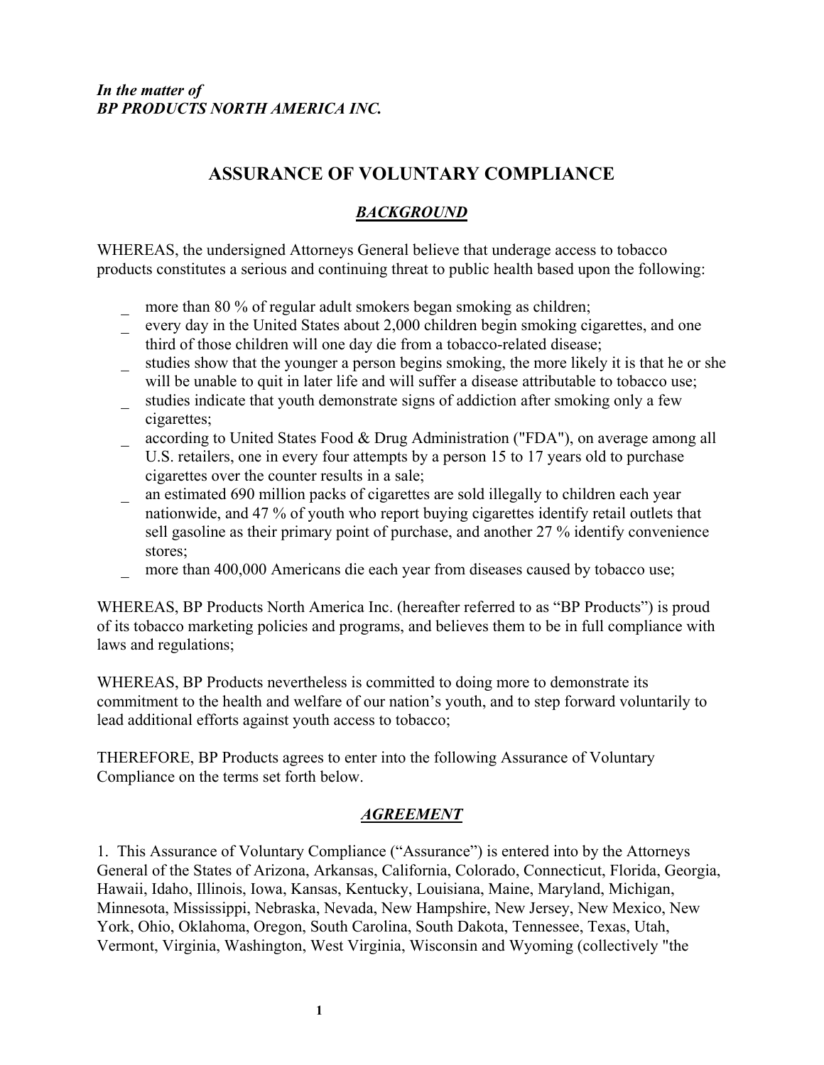*In the matter of*
***BP PRODUCTS NORTH AMERICA INC.***

# ASSURANCE OF VOLUNTARY COMPLIANCE

## *BACKGROUND*

WHEREAS, the undersigned Attorneys General believe that underage access to tobacco products constitutes a serious and continuing threat to public health based upon the following:

- more than 80 % of regular adult smokers began smoking as children;
- every day in the United States about 2,000 children begin smoking cigarettes, and one third of those children will one day die from a tobacco-related disease;
- studies show that the younger a person begins smoking, the more likely it is that he or she will be unable to quit in later life and will suffer a disease attributable to tobacco use;
- studies indicate that youth demonstrate signs of addiction after smoking only a few cigarettes;
- according to United States Food & Drug Administration ("FDA"), on average among all U.S. retailers, one in every four attempts by a person 15 to 17 years old to purchase cigarettes over the counter results in a sale;
- an estimated 690 million packs of cigarettes are sold illegally to children each year nationwide, and 47 % of youth who report buying cigarettes identify retail outlets that sell gasoline as their primary point of purchase, and another 27 % identify convenience stores;
- more than 400,000 Americans die each year from diseases caused by tobacco use;

WHEREAS, BP Products North America Inc. (hereafter referred to as "BP Products") is proud of its tobacco marketing policies and programs, and believes them to be in full compliance with laws and regulations;

WHEREAS, BP Products nevertheless is committed to doing more to demonstrate its commitment to the health and welfare of our nation's youth, and to step forward voluntarily to lead additional efforts against youth access to tobacco;

THEREFORE, BP Products agrees to enter into the following Assurance of Voluntary Compliance on the terms set forth below.

## *AGREEMENT*

1. This Assurance of Voluntary Compliance ("Assurance") is entered into by the Attorneys General of the States of Arizona, Arkansas, California, Colorado, Connecticut, Florida, Georgia, Hawaii, Idaho, Illinois, Iowa, Kansas, Kentucky, Louisiana, Maine, Maryland, Michigan, Minnesota, Mississippi, Nebraska, Nevada, New Hampshire, New Jersey, New Mexico, New York, Ohio, Oklahoma, Oregon, South Carolina, South Dakota, Tennessee, Texas, Utah, Vermont, Virginia, Washington, West Virginia, Wisconsin and Wyoming (collectively "the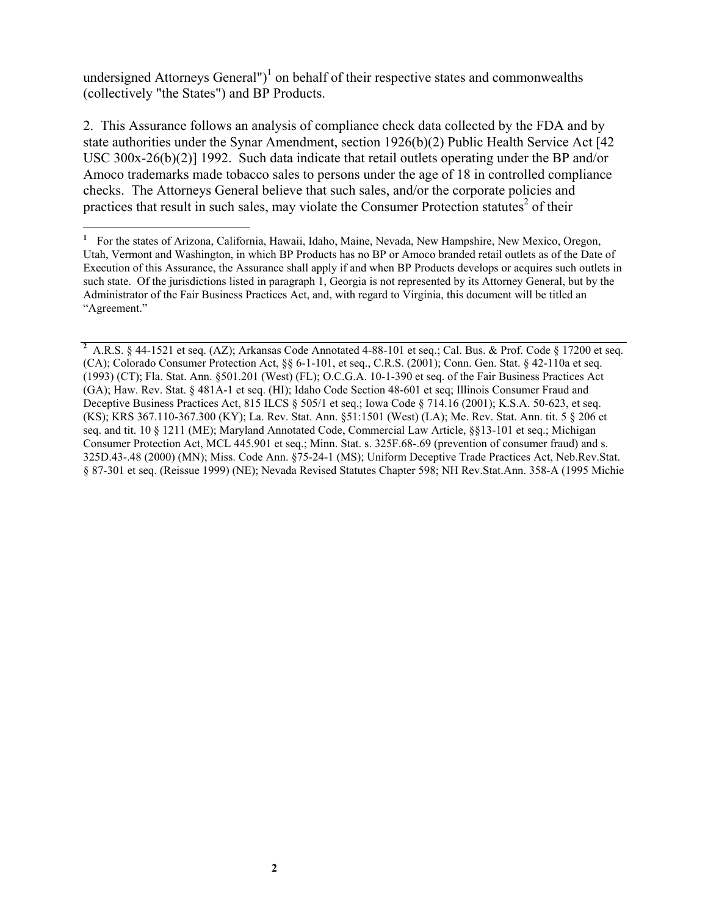undersigned Attorneys General")[1] on behalf of their respective states and commonwealths (collectively "the States") and BP Products.

2. This Assurance follows an analysis of compliance check data collected by the FDA and by state authorities under the Synar Amendment, section 1926(b)(2) Public Health Service Act [42 USC 300x-26(b)(2)] 1992. Such data indicate that retail outlets operating under the BP and/or Amoco trademarks made tobacco sales to persons under the age of 18 in controlled compliance checks. The Attorneys General believe that such sales, and/or the corporate policies and practices that result in such sales, may violate the Consumer Protection statutes[2] of their

---

[1] For the states of Arizona, California, Hawaii, Idaho, Maine, Nevada, New Hampshire, New Mexico, Oregon, Utah, Vermont and Washington, in which BP Products has no BP or Amoco branded retail outlets as of the Date of Execution of this Assurance, the Assurance shall apply if and when BP Products develops or acquires such outlets in such state. Of the jurisdictions listed in paragraph 1, Georgia is not represented by its Attorney General, but by the Administrator of the Fair Business Practices Act, and, with regard to Virginia, this document will be titled an "Agreement."

[2] A.R.S. § 44-1521 et seq. (AZ); Arkansas Code Annotated 4-88-101 et seq.; Cal. Bus. & Prof. Code § 17200 et seq. (CA); Colorado Consumer Protection Act, §§ 6-1-101, et seq., C.R.S. (2001); Conn. Gen. Stat. § 42-110a et seq. (1993) (CT); Fla. Stat. Ann. §501.201 (West) (FL); O.C.G.A. 10-1-390 et seq. of the Fair Business Practices Act (GA); Haw. Rev. Stat. § 481A-1 et seq. (HI); Idaho Code Section 48-601 et seq; Illinois Consumer Fraud and Deceptive Business Practices Act, 815 ILCS § 505/1 et seq.; Iowa Code § 714.16 (2001); K.S.A. 50-623, et seq. (KS); KRS 367.110-367.300 (KY); La. Rev. Stat. Ann. §51:1501 (West) (LA); Me. Rev. Stat. Ann. tit. 5 § 206 et seq. and tit. 10 § 1211 (ME); Maryland Annotated Code, Commercial Law Article, §§13-101 et seq.; Michigan Consumer Protection Act, MCL 445.901 et seq.; Minn. Stat. s. 325F.68-.69 (prevention of consumer fraud) and s. 325D.43-.48 (2000) (MN); Miss. Code Ann. §75-24-1 (MS); Uniform Deceptive Trade Practices Act, Neb.Rev.Stat. § 87-301 et seq. (Reissue 1999) (NE); Nevada Revised Statutes Chapter 598; NH Rev.Stat.Ann. 358-A (1995 Michie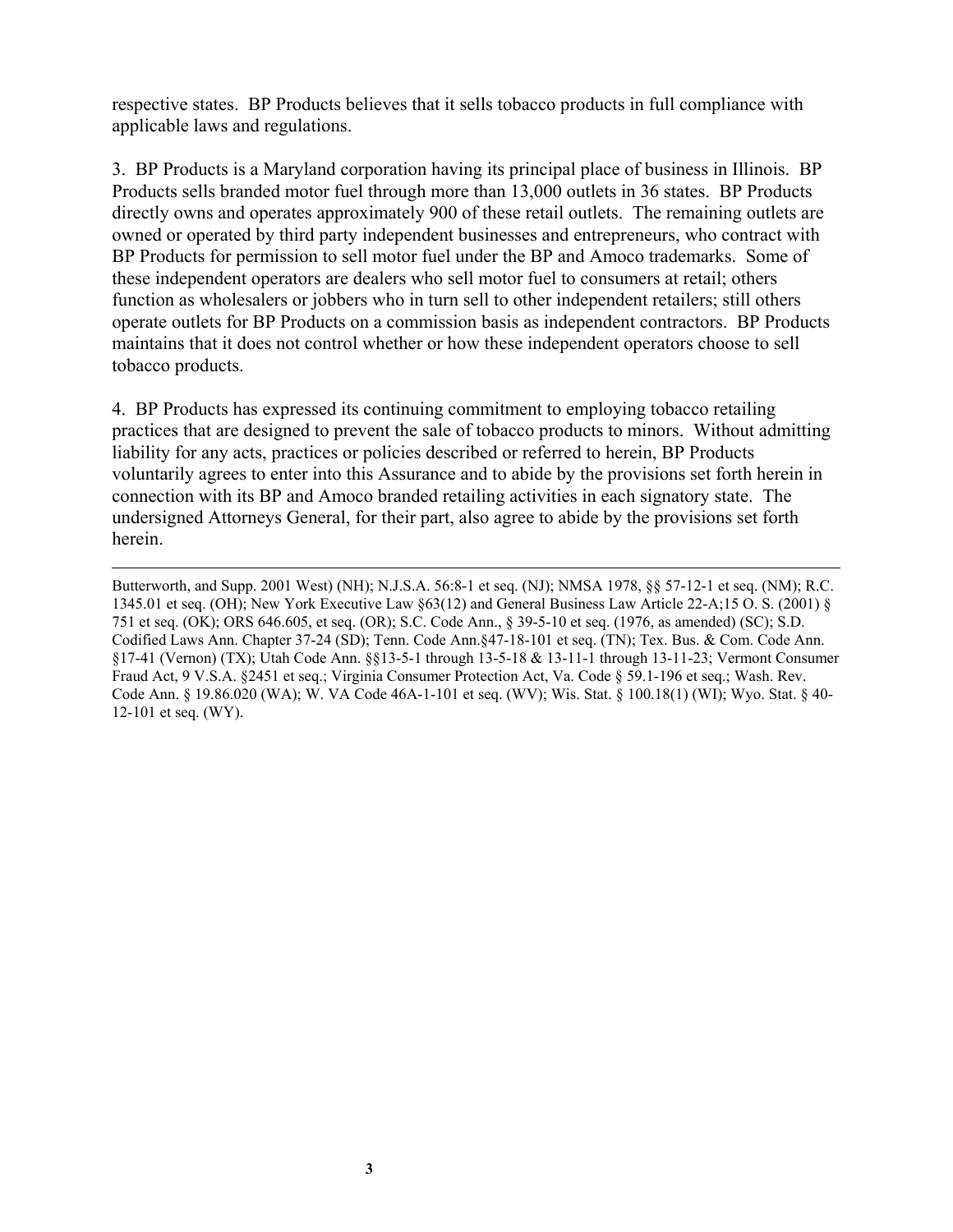respective states. BP Products believes that it sells tobacco products in full compliance with applicable laws and regulations.

3. BP Products is a Maryland corporation having its principal place of business in Illinois. BP Products sells branded motor fuel through more than 13,000 outlets in 36 states. BP Products directly owns and operates approximately 900 of these retail outlets. The remaining outlets are owned or operated by third party independent businesses and entrepreneurs, who contract with BP Products for permission to sell motor fuel under the BP and Amoco trademarks. Some of these independent operators are dealers who sell motor fuel to consumers at retail; others function as wholesalers or jobbers who in turn sell to other independent retailers; still others operate outlets for BP Products on a commission basis as independent contractors. BP Products maintains that it does not control whether or how these independent operators choose to sell tobacco products.

4. BP Products has expressed its continuing commitment to employing tobacco retailing practices that are designed to prevent the sale of tobacco products to minors. Without admitting liability for any acts, practices or policies described or referred to herein, BP Products voluntarily agrees to enter into this Assurance and to abide by the provisions set forth herein in connection with its BP and Amoco branded retailing activities in each signatory state. The undersigned Attorneys General, for their part, also agree to abide by the provisions set forth herein.

---

Butterworth, and Supp. 2001 West) (NH); N.J.S.A. 56:8-1 et seq. (NJ); NMSA 1978, §§ 57-12-1 et seq. (NM); R.C. 1345.01 et seq. (OH); New York Executive Law §63(12) and General Business Law Article 22-A;15 O. S. (2001) § 751 et seq. (OK); ORS 646.605, et seq. (OR); S.C. Code Ann., § 39-5-10 et seq. (1976, as amended) (SC); S.D. Codified Laws Ann. Chapter 37-24 (SD); Tenn. Code Ann.§47-18-101 et seq. (TN); Tex. Bus. & Com. Code Ann. §17-41 (Vernon) (TX); Utah Code Ann. §§13-5-1 through 13-5-18 & 13-11-1 through 13-11-23; Vermont Consumer Fraud Act, 9 V.S.A. §2451 et seq.; Virginia Consumer Protection Act, Va. Code § 59.1-196 et seq.; Wash. Rev. Code Ann. § 19.86.020 (WA); W. VA Code 46A-1-101 et seq. (WV); Wis. Stat. § 100.18(1) (WI); Wyo. Stat. § 40-12-101 et seq. (WY).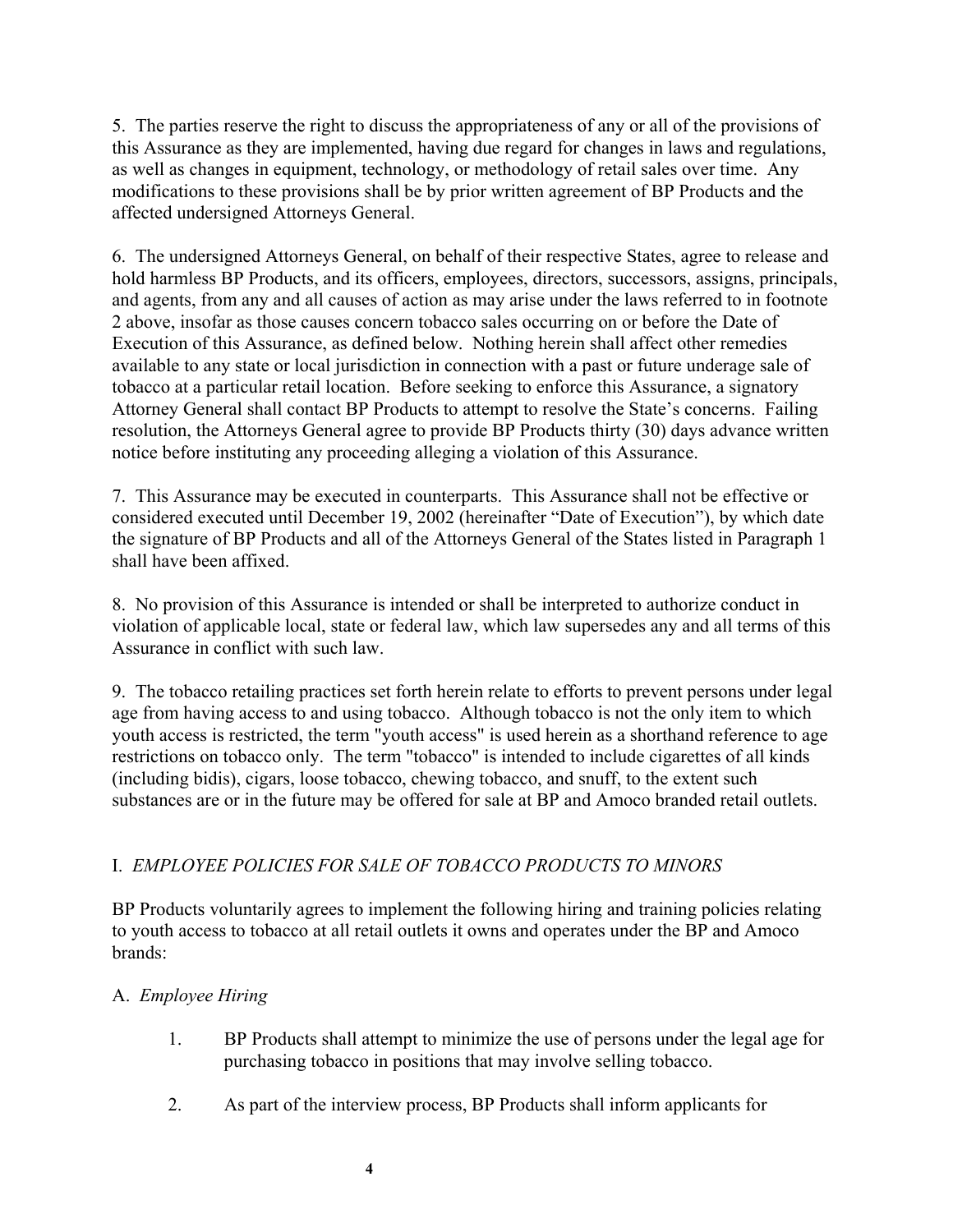5. The parties reserve the right to discuss the appropriateness of any or all of the provisions of this Assurance as they are implemented, having due regard for changes in laws and regulations, as well as changes in equipment, technology, or methodology of retail sales over time. Any modifications to these provisions shall be by prior written agreement of BP Products and the affected undersigned Attorneys General.

6. The undersigned Attorneys General, on behalf of their respective States, agree to release and hold harmless BP Products, and its officers, employees, directors, successors, assigns, principals, and agents, from any and all causes of action as may arise under the laws referred to in footnote 2 above, insofar as those causes concern tobacco sales occurring on or before the Date of Execution of this Assurance, as defined below. Nothing herein shall affect other remedies available to any state or local jurisdiction in connection with a past or future underage sale of tobacco at a particular retail location. Before seeking to enforce this Assurance, a signatory Attorney General shall contact BP Products to attempt to resolve the State's concerns. Failing resolution, the Attorneys General agree to provide BP Products thirty (30) days advance written notice before instituting any proceeding alleging a violation of this Assurance.

7. This Assurance may be executed in counterparts. This Assurance shall not be effective or considered executed until December 19, 2002 (hereinafter "Date of Execution"), by which date the signature of BP Products and all of the Attorneys General of the States listed in Paragraph 1 shall have been affixed.

8. No provision of this Assurance is intended or shall be interpreted to authorize conduct in violation of applicable local, state or federal law, which law supersedes any and all terms of this Assurance in conflict with such law.

9. The tobacco retailing practices set forth herein relate to efforts to prevent persons under legal age from having access to and using tobacco. Although tobacco is not the only item to which youth access is restricted, the term "youth access" is used herein as a shorthand reference to age restrictions on tobacco only. The term "tobacco" is intended to include cigarettes of all kinds (including bidis), cigars, loose tobacco, chewing tobacco, and snuff, to the extent such substances are or in the future may be offered for sale at BP and Amoco branded retail outlets.

## I. *EMPLOYEE POLICIES FOR SALE OF TOBACCO PRODUCTS TO MINORS*

BP Products voluntarily agrees to implement the following hiring and training policies relating to youth access to tobacco at all retail outlets it owns and operates under the BP and Amoco brands:

### A. *Employee Hiring*

1. BP Products shall attempt to minimize the use of persons under the legal age for purchasing tobacco in positions that may involve selling tobacco.

2. As part of the interview process, BP Products shall inform applicants for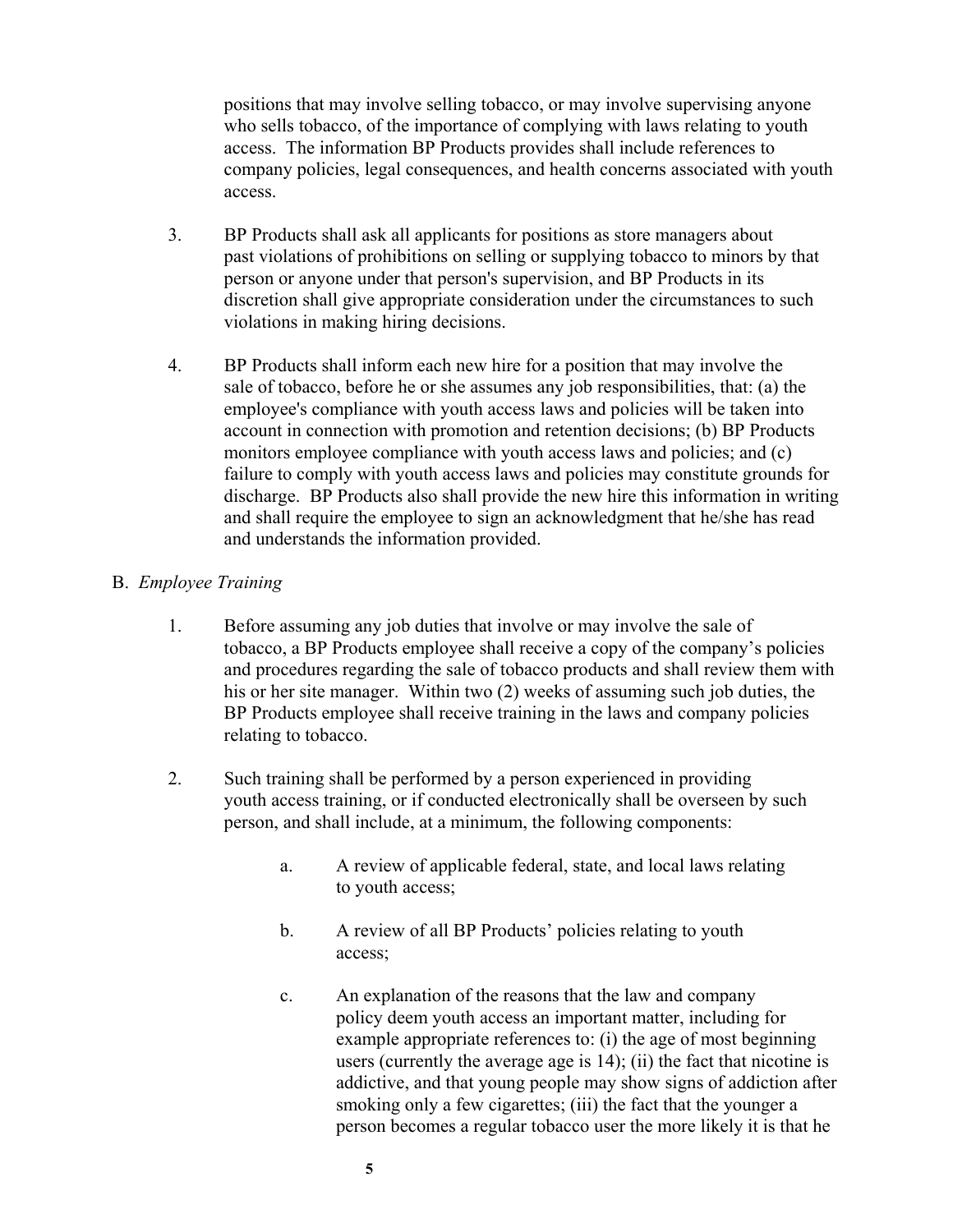positions that may involve selling tobacco, or may involve supervising anyone who sells tobacco, of the importance of complying with laws relating to youth access. The information BP Products provides shall include references to company policies, legal consequences, and health concerns associated with youth access.

3. BP Products shall ask all applicants for positions as store managers about past violations of prohibitions on selling or supplying tobacco to minors by that person or anyone under that person's supervision, and BP Products in its discretion shall give appropriate consideration under the circumstances to such violations in making hiring decisions.

4. BP Products shall inform each new hire for a position that may involve the sale of tobacco, before he or she assumes any job responsibilities, that: (a) the employee's compliance with youth access laws and policies will be taken into account in connection with promotion and retention decisions; (b) BP Products monitors employee compliance with youth access laws and policies; and (c) failure to comply with youth access laws and policies may constitute grounds for discharge. BP Products also shall provide the new hire this information in writing and shall require the employee to sign an acknowledgment that he/she has read and understands the information provided.

B. *Employee Training*

1. Before assuming any job duties that involve or may involve the sale of tobacco, a BP Products employee shall receive a copy of the company's policies and procedures regarding the sale of tobacco products and shall review them with his or her site manager. Within two (2) weeks of assuming such job duties, the BP Products employee shall receive training in the laws and company policies relating to tobacco.

2. Such training shall be performed by a person experienced in providing youth access training, or if conducted electronically shall be overseen by such person, and shall include, at a minimum, the following components:

   a. A review of applicable federal, state, and local laws relating to youth access;

   b. A review of all BP Products' policies relating to youth access;

   c. An explanation of the reasons that the law and company policy deem youth access an important matter, including for example appropriate references to: (i) the age of most beginning users (currently the average age is 14); (ii) the fact that nicotine is addictive, and that young people may show signs of addiction after smoking only a few cigarettes; (iii) the fact that the younger a person becomes a regular tobacco user the more likely it is that he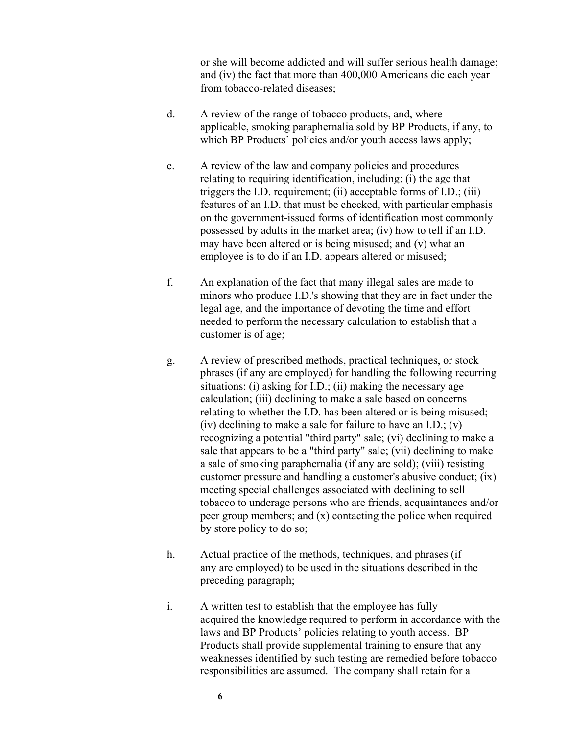or she will become addicted and will suffer serious health damage; and (iv) the fact that more than 400,000 Americans die each year from tobacco-related diseases;

d. A review of the range of tobacco products, and, where applicable, smoking paraphernalia sold by BP Products, if any, to which BP Products' policies and/or youth access laws apply;

e. A review of the law and company policies and procedures relating to requiring identification, including: (i) the age that triggers the I.D. requirement; (ii) acceptable forms of I.D.; (iii) features of an I.D. that must be checked, with particular emphasis on the government-issued forms of identification most commonly possessed by adults in the market area; (iv) how to tell if an I.D. may have been altered or is being misused; and (v) what an employee is to do if an I.D. appears altered or misused;

f. An explanation of the fact that many illegal sales are made to minors who produce I.D.'s showing that they are in fact under the legal age, and the importance of devoting the time and effort needed to perform the necessary calculation to establish that a customer is of age;

g. A review of prescribed methods, practical techniques, or stock phrases (if any are employed) for handling the following recurring situations: (i) asking for I.D.; (ii) making the necessary age calculation; (iii) declining to make a sale based on concerns relating to whether the I.D. has been altered or is being misused; (iv) declining to make a sale for failure to have an I.D.; (v) recognizing a potential "third party" sale; (vi) declining to make a sale that appears to be a "third party" sale; (vii) declining to make a sale of smoking paraphernalia (if any are sold); (viii) resisting customer pressure and handling a customer's abusive conduct; (ix) meeting special challenges associated with declining to sell tobacco to underage persons who are friends, acquaintances and/or peer group members; and (x) contacting the police when required by store policy to do so;

h. Actual practice of the methods, techniques, and phrases (if any are employed) to be used in the situations described in the preceding paragraph;

i. A written test to establish that the employee has fully acquired the knowledge required to perform in accordance with the laws and BP Products' policies relating to youth access. BP Products shall provide supplemental training to ensure that any weaknesses identified by such testing are remedied before tobacco responsibilities are assumed. The company shall retain for a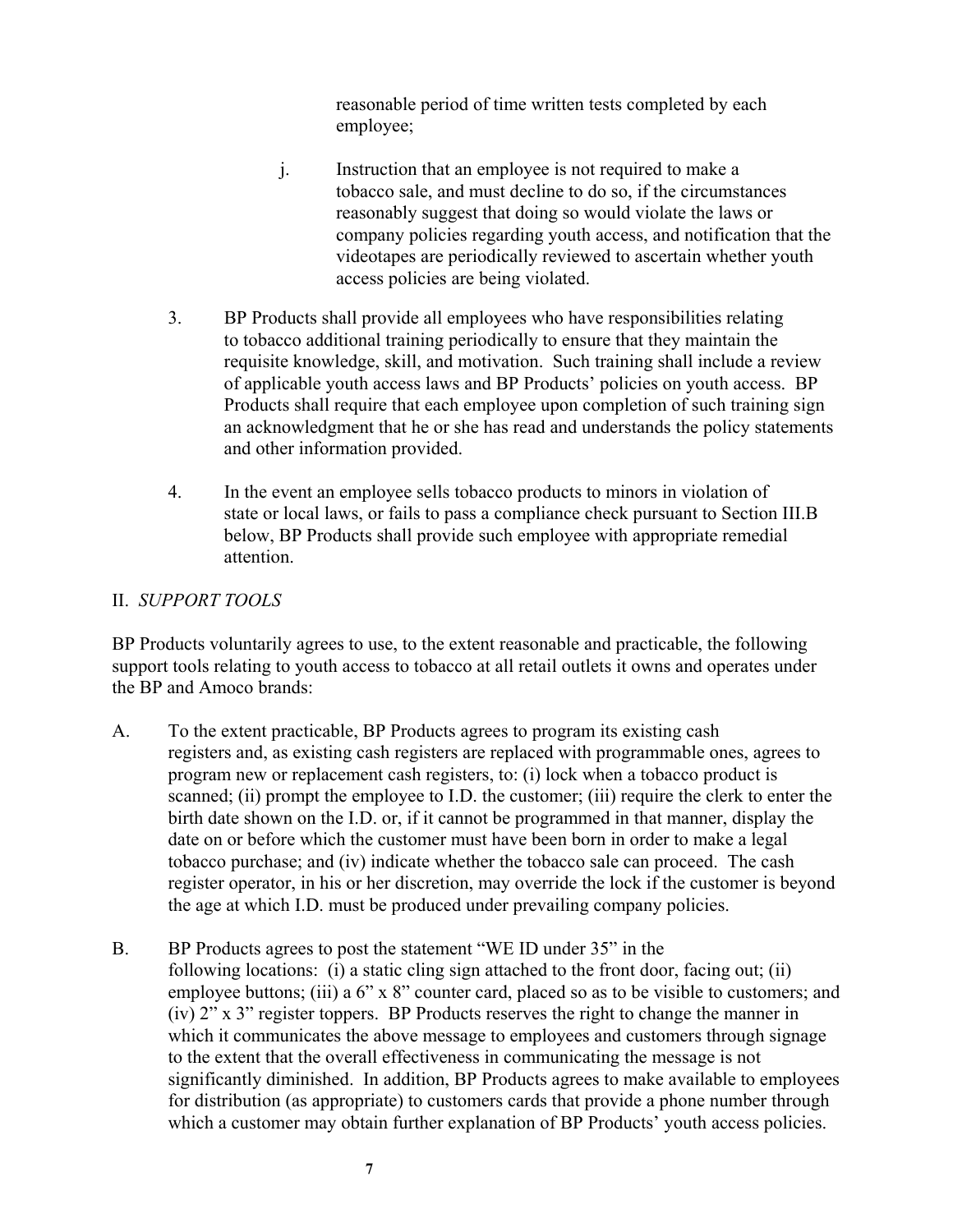reasonable period of time written tests completed by each employee;

j. Instruction that an employee is not required to make a tobacco sale, and must decline to do so, if the circumstances reasonably suggest that doing so would violate the laws or company policies regarding youth access, and notification that the videotapes are periodically reviewed to ascertain whether youth access policies are being violated.

3. BP Products shall provide all employees who have responsibilities relating to tobacco additional training periodically to ensure that they maintain the requisite knowledge, skill, and motivation. Such training shall include a review of applicable youth access laws and BP Products' policies on youth access. BP Products shall require that each employee upon completion of such training sign an acknowledgment that he or she has read and understands the policy statements and other information provided.

4. In the event an employee sells tobacco products to minors in violation of state or local laws, or fails to pass a compliance check pursuant to Section III.B below, BP Products shall provide such employee with appropriate remedial attention.

## II. *SUPPORT TOOLS*

BP Products voluntarily agrees to use, to the extent reasonable and practicable, the following support tools relating to youth access to tobacco at all retail outlets it owns and operates under the BP and Amoco brands:

A. To the extent practicable, BP Products agrees to program its existing cash registers and, as existing cash registers are replaced with programmable ones, agrees to program new or replacement cash registers, to: (i) lock when a tobacco product is scanned; (ii) prompt the employee to I.D. the customer; (iii) require the clerk to enter the birth date shown on the I.D. or, if it cannot be programmed in that manner, display the date on or before which the customer must have been born in order to make a legal tobacco purchase; and (iv) indicate whether the tobacco sale can proceed. The cash register operator, in his or her discretion, may override the lock if the customer is beyond the age at which I.D. must be produced under prevailing company policies.

B. BP Products agrees to post the statement "WE ID under 35" in the following locations: (i) a static cling sign attached to the front door, facing out; (ii) employee buttons; (iii) a 6" x 8" counter card, placed so as to be visible to customers; and (iv) 2" x 3" register toppers. BP Products reserves the right to change the manner in which it communicates the above message to employees and customers through signage to the extent that the overall effectiveness in communicating the message is not significantly diminished. In addition, BP Products agrees to make available to employees for distribution (as appropriate) to customers cards that provide a phone number through which a customer may obtain further explanation of BP Products' youth access policies.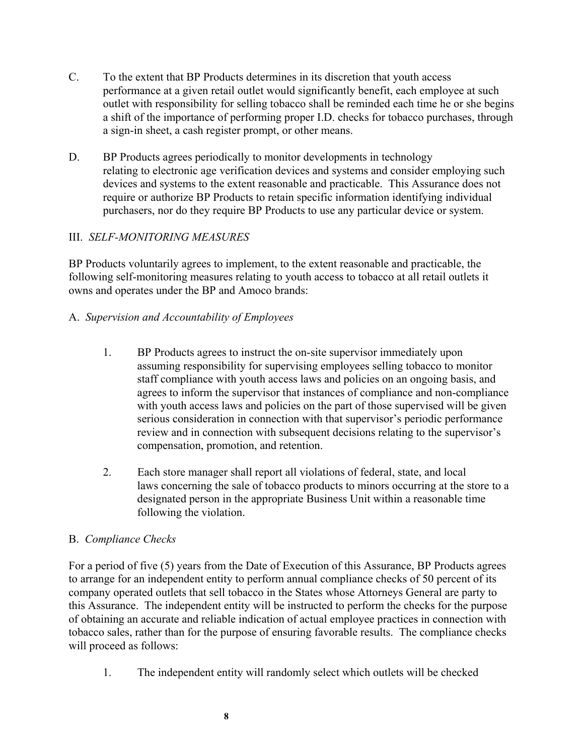C. To the extent that BP Products determines in its discretion that youth access performance at a given retail outlet would significantly benefit, each employee at such outlet with responsibility for selling tobacco shall be reminded each time he or she begins a shift of the importance of performing proper I.D. checks for tobacco purchases, through a sign-in sheet, a cash register prompt, or other means.

D. BP Products agrees periodically to monitor developments in technology relating to electronic age verification devices and systems and consider employing such devices and systems to the extent reasonable and practicable. This Assurance does not require or authorize BP Products to retain specific information identifying individual purchasers, nor do they require BP Products to use any particular device or system.

III. *SELF-MONITORING MEASURES*

BP Products voluntarily agrees to implement, to the extent reasonable and practicable, the following self-monitoring measures relating to youth access to tobacco at all retail outlets it owns and operates under the BP and Amoco brands:

A. *Supervision and Accountability of Employees*

1. BP Products agrees to instruct the on-site supervisor immediately upon assuming responsibility for supervising employees selling tobacco to monitor staff compliance with youth access laws and policies on an ongoing basis, and agrees to inform the supervisor that instances of compliance and non-compliance with youth access laws and policies on the part of those supervised will be given serious consideration in connection with that supervisor's periodic performance review and in connection with subsequent decisions relating to the supervisor's compensation, promotion, and retention.

2. Each store manager shall report all violations of federal, state, and local laws concerning the sale of tobacco products to minors occurring at the store to a designated person in the appropriate Business Unit within a reasonable time following the violation.

B. *Compliance Checks*

For a period of five (5) years from the Date of Execution of this Assurance, BP Products agrees to arrange for an independent entity to perform annual compliance checks of 50 percent of its company operated outlets that sell tobacco in the States whose Attorneys General are party to this Assurance. The independent entity will be instructed to perform the checks for the purpose of obtaining an accurate and reliable indication of actual employee practices in connection with tobacco sales, rather than for the purpose of ensuring favorable results. The compliance checks will proceed as follows:

1. The independent entity will randomly select which outlets will be checked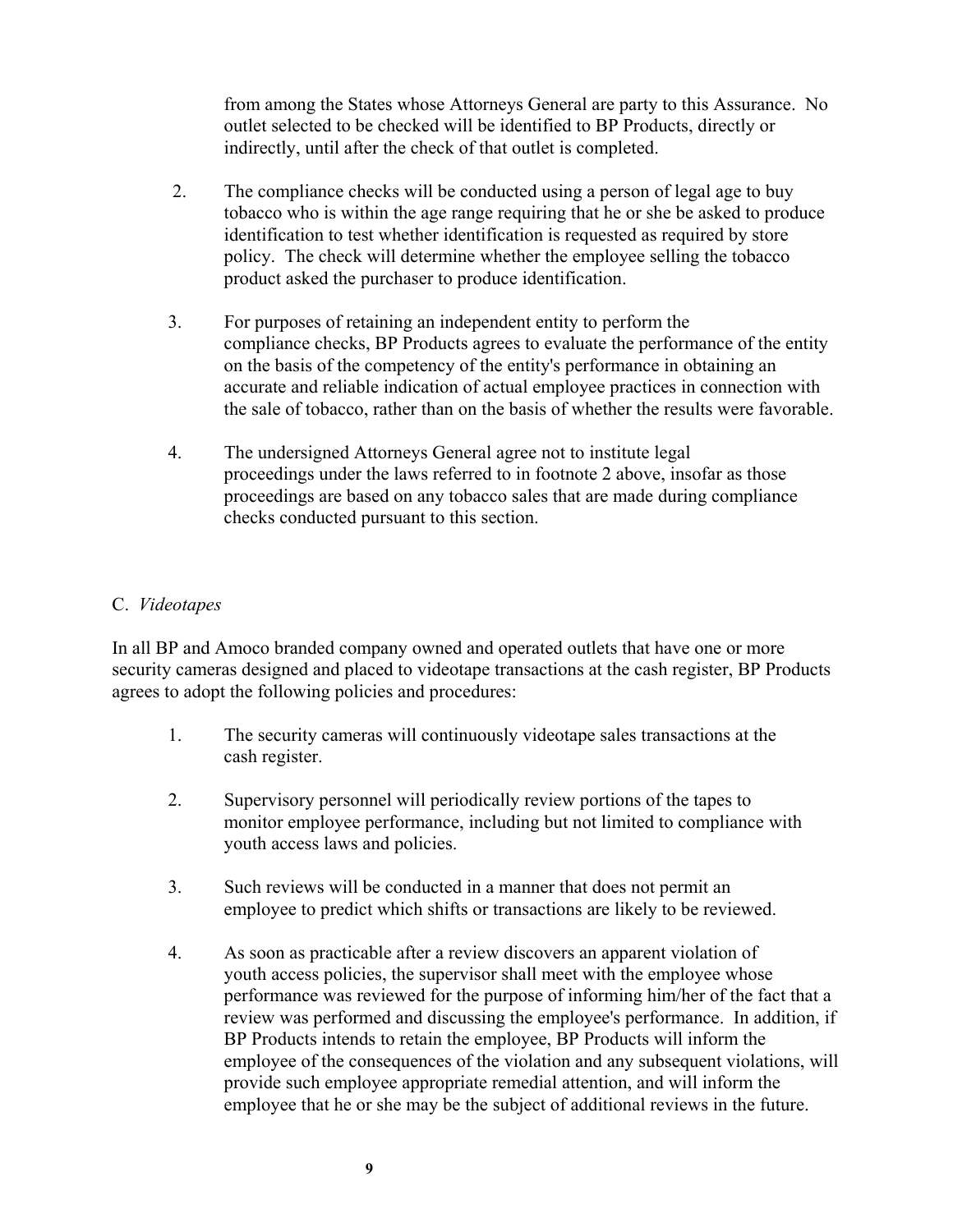from among the States whose Attorneys General are party to this Assurance. No outlet selected to be checked will be identified to BP Products, directly or indirectly, until after the check of that outlet is completed.

2. The compliance checks will be conducted using a person of legal age to buy tobacco who is within the age range requiring that he or she be asked to produce identification to test whether identification is requested as required by store policy. The check will determine whether the employee selling the tobacco product asked the purchaser to produce identification.

3. For purposes of retaining an independent entity to perform the compliance checks, BP Products agrees to evaluate the performance of the entity on the basis of the competency of the entity's performance in obtaining an accurate and reliable indication of actual employee practices in connection with the sale of tobacco, rather than on the basis of whether the results were favorable.

4. The undersigned Attorneys General agree not to institute legal proceedings under the laws referred to in footnote 2 above, insofar as those proceedings are based on any tobacco sales that are made during compliance checks conducted pursuant to this section.

C. *Videotapes*

In all BP and Amoco branded company owned and operated outlets that have one or more security cameras designed and placed to videotape transactions at the cash register, BP Products agrees to adopt the following policies and procedures:

1. The security cameras will continuously videotape sales transactions at the cash register.

2. Supervisory personnel will periodically review portions of the tapes to monitor employee performance, including but not limited to compliance with youth access laws and policies.

3. Such reviews will be conducted in a manner that does not permit an employee to predict which shifts or transactions are likely to be reviewed.

4. As soon as practicable after a review discovers an apparent violation of youth access policies, the supervisor shall meet with the employee whose performance was reviewed for the purpose of informing him/her of the fact that a review was performed and discussing the employee's performance. In addition, if BP Products intends to retain the employee, BP Products will inform the employee of the consequences of the violation and any subsequent violations, will provide such employee appropriate remedial attention, and will inform the employee that he or she may be the subject of additional reviews in the future.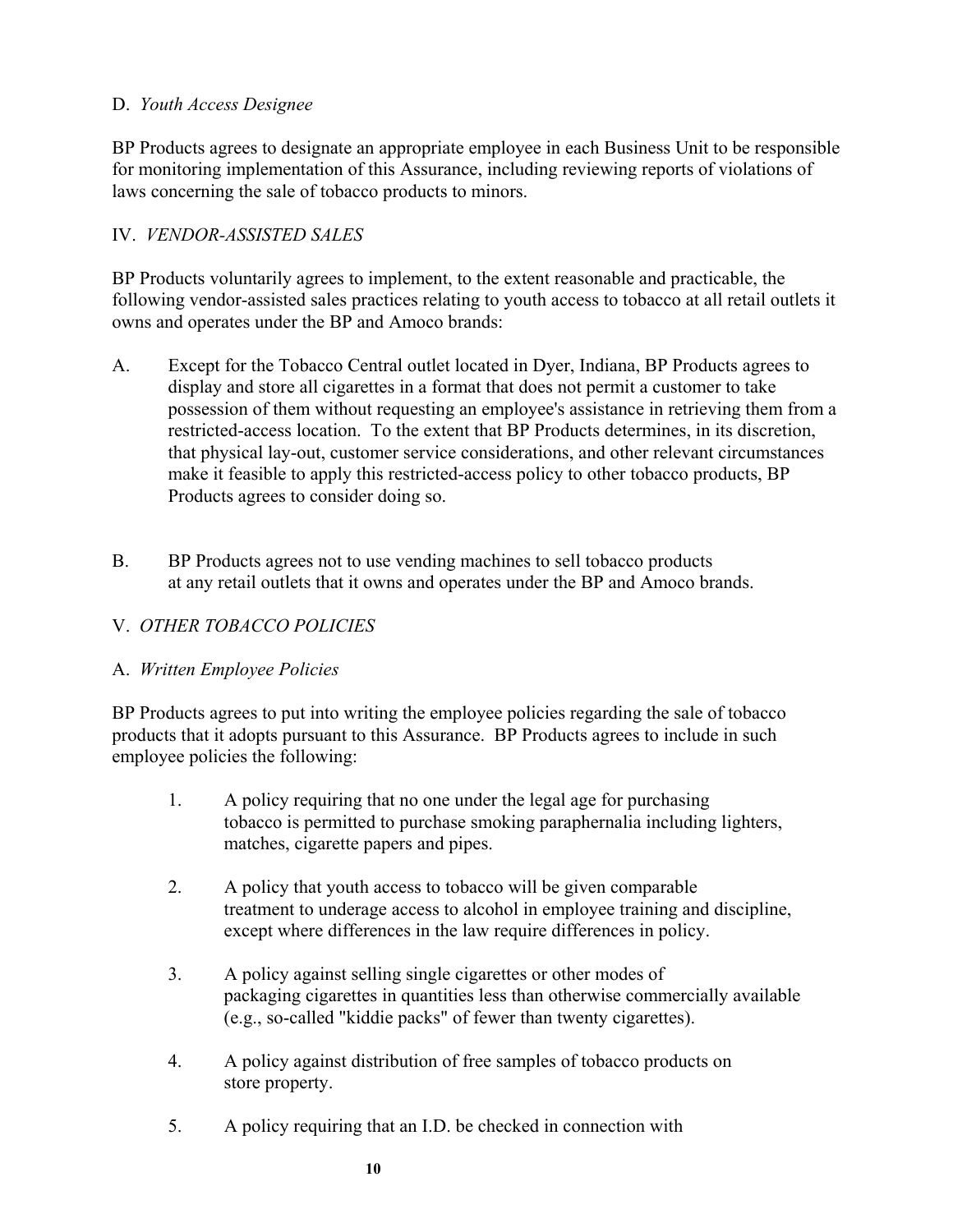D. *Youth Access Designee*

BP Products agrees to designate an appropriate employee in each Business Unit to be responsible for monitoring implementation of this Assurance, including reviewing reports of violations of laws concerning the sale of tobacco products to minors.

IV. *VENDOR-ASSISTED SALES*

BP Products voluntarily agrees to implement, to the extent reasonable and practicable, the following vendor-assisted sales practices relating to youth access to tobacco at all retail outlets it owns and operates under the BP and Amoco brands:

A. Except for the Tobacco Central outlet located in Dyer, Indiana, BP Products agrees to display and store all cigarettes in a format that does not permit a customer to take possession of them without requesting an employee's assistance in retrieving them from a restricted-access location. To the extent that BP Products determines, in its discretion, that physical lay-out, customer service considerations, and other relevant circumstances make it feasible to apply this restricted-access policy to other tobacco products, BP Products agrees to consider doing so.

B. BP Products agrees not to use vending machines to sell tobacco products at any retail outlets that it owns and operates under the BP and Amoco brands.

V. *OTHER TOBACCO POLICIES*

A. *Written Employee Policies*

BP Products agrees to put into writing the employee policies regarding the sale of tobacco products that it adopts pursuant to this Assurance. BP Products agrees to include in such employee policies the following:

1. A policy requiring that no one under the legal age for purchasing tobacco is permitted to purchase smoking paraphernalia including lighters, matches, cigarette papers and pipes.

2. A policy that youth access to tobacco will be given comparable treatment to underage access to alcohol in employee training and discipline, except where differences in the law require differences in policy.

3. A policy against selling single cigarettes or other modes of packaging cigarettes in quantities less than otherwise commercially available (e.g., so-called "kiddie packs" of fewer than twenty cigarettes).

4. A policy against distribution of free samples of tobacco products on store property.

5. A policy requiring that an I.D. be checked in connection with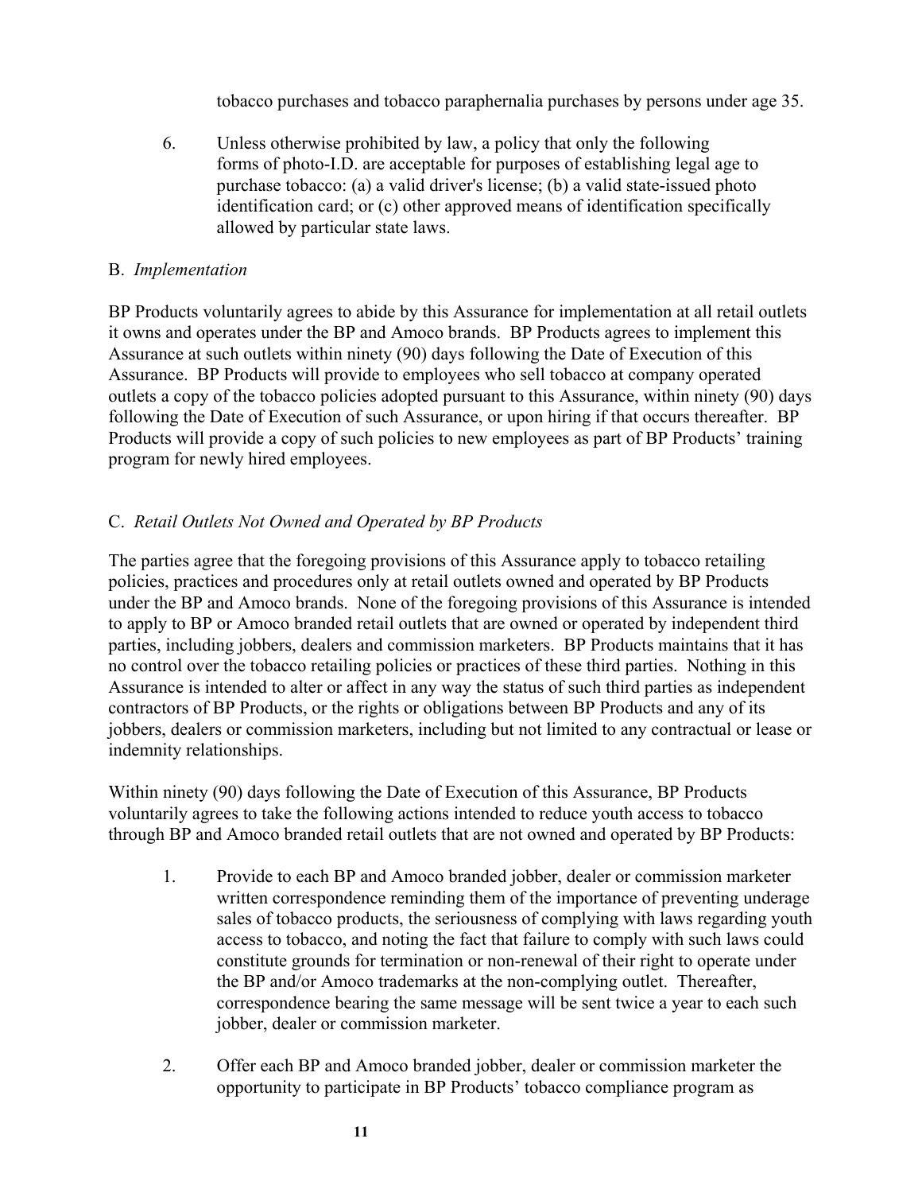tobacco purchases and tobacco paraphernalia purchases by persons under age 35.

6. Unless otherwise prohibited by law, a policy that only the following forms of photo-I.D. are acceptable for purposes of establishing legal age to purchase tobacco: (a) a valid driver's license; (b) a valid state-issued photo identification card; or (c) other approved means of identification specifically allowed by particular state laws.

B. *Implementation*

BP Products voluntarily agrees to abide by this Assurance for implementation at all retail outlets it owns and operates under the BP and Amoco brands. BP Products agrees to implement this Assurance at such outlets within ninety (90) days following the Date of Execution of this Assurance. BP Products will provide to employees who sell tobacco at company operated outlets a copy of the tobacco policies adopted pursuant to this Assurance, within ninety (90) days following the Date of Execution of such Assurance, or upon hiring if that occurs thereafter. BP Products will provide a copy of such policies to new employees as part of BP Products' training program for newly hired employees.

C. *Retail Outlets Not Owned and Operated by BP Products*

The parties agree that the foregoing provisions of this Assurance apply to tobacco retailing policies, practices and procedures only at retail outlets owned and operated by BP Products under the BP and Amoco brands. None of the foregoing provisions of this Assurance is intended to apply to BP or Amoco branded retail outlets that are owned or operated by independent third parties, including jobbers, dealers and commission marketers. BP Products maintains that it has no control over the tobacco retailing policies or practices of these third parties. Nothing in this Assurance is intended to alter or affect in any way the status of such third parties as independent contractors of BP Products, or the rights or obligations between BP Products and any of its jobbers, dealers or commission marketers, including but not limited to any contractual or lease or indemnity relationships.

Within ninety (90) days following the Date of Execution of this Assurance, BP Products voluntarily agrees to take the following actions intended to reduce youth access to tobacco through BP and Amoco branded retail outlets that are not owned and operated by BP Products:

1. Provide to each BP and Amoco branded jobber, dealer or commission marketer written correspondence reminding them of the importance of preventing underage sales of tobacco products, the seriousness of complying with laws regarding youth access to tobacco, and noting the fact that failure to comply with such laws could constitute grounds for termination or non-renewal of their right to operate under the BP and/or Amoco trademarks at the non-complying outlet. Thereafter, correspondence bearing the same message will be sent twice a year to each such jobber, dealer or commission marketer.

2. Offer each BP and Amoco branded jobber, dealer or commission marketer the opportunity to participate in BP Products' tobacco compliance program as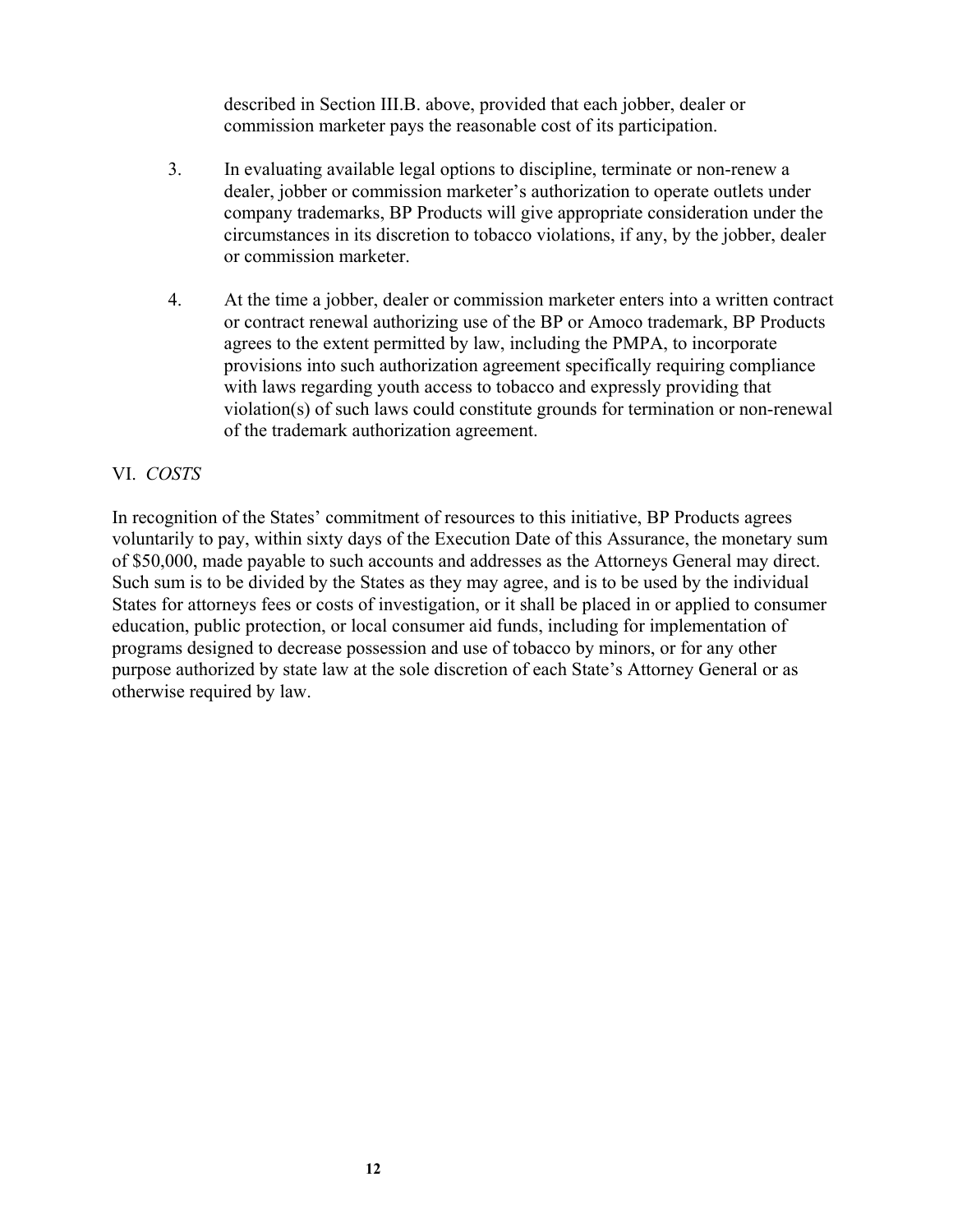described in Section III.B. above, provided that each jobber, dealer or commission marketer pays the reasonable cost of its participation.

3. In evaluating available legal options to discipline, terminate or non-renew a dealer, jobber or commission marketer's authorization to operate outlets under company trademarks, BP Products will give appropriate consideration under the circumstances in its discretion to tobacco violations, if any, by the jobber, dealer or commission marketer.

4. At the time a jobber, dealer or commission marketer enters into a written contract or contract renewal authorizing use of the BP or Amoco trademark, BP Products agrees to the extent permitted by law, including the PMPA, to incorporate provisions into such authorization agreement specifically requiring compliance with laws regarding youth access to tobacco and expressly providing that violation(s) of such laws could constitute grounds for termination or non-renewal of the trademark authorization agreement.

## VI. *COSTS*

In recognition of the States' commitment of resources to this initiative, BP Products agrees voluntarily to pay, within sixty days of the Execution Date of this Assurance, the monetary sum of $50,000, made payable to such accounts and addresses as the Attorneys General may direct. Such sum is to be divided by the States as they may agree, and is to be used by the individual States for attorneys fees or costs of investigation, or it shall be placed in or applied to consumer education, public protection, or local consumer aid funds, including for implementation of programs designed to decrease possession and use of tobacco by minors, or for any other purpose authorized by state law at the sole discretion of each State's Attorney General or as otherwise required by law.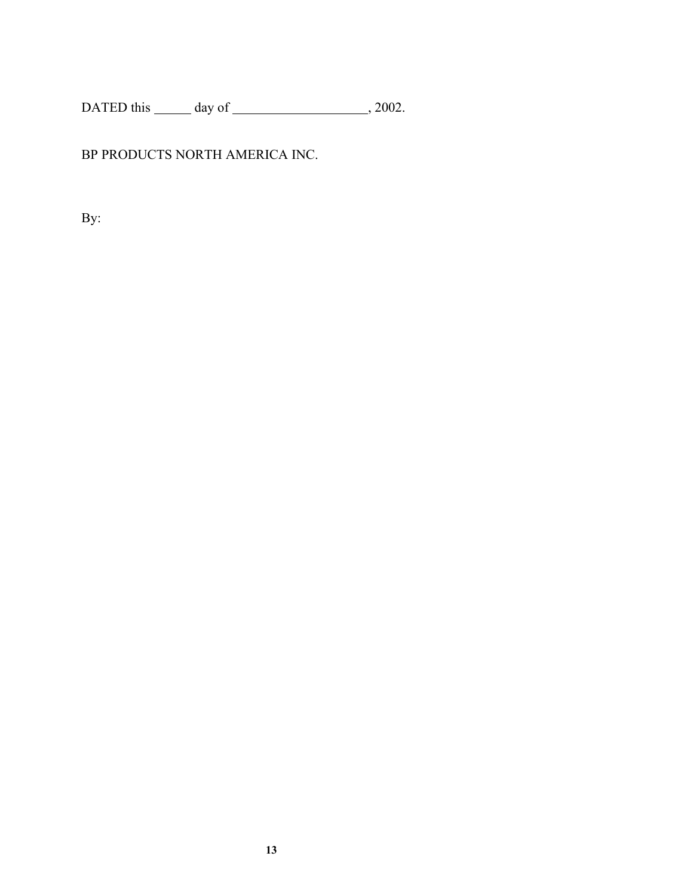DATED this ______ day of ____________________, 2002.

BP PRODUCTS NORTH AMERICA INC.

By: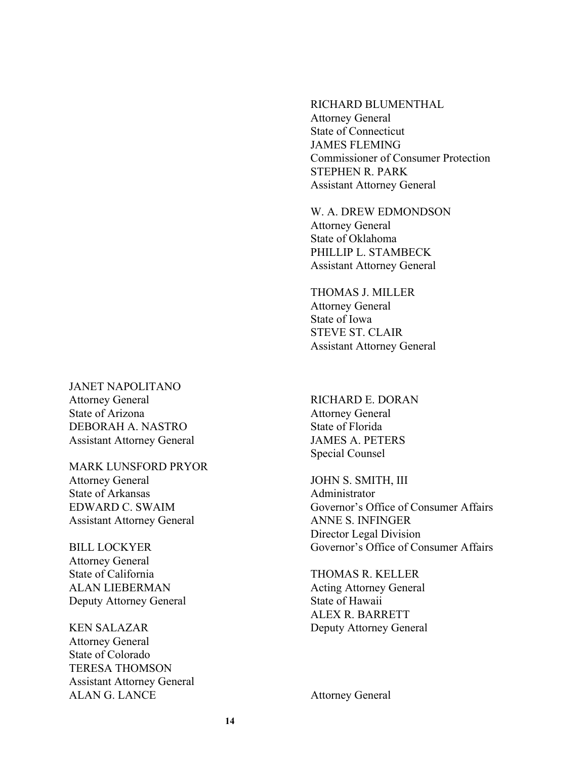RICHARD BLUMENTHAL
Attorney General
State of Connecticut
JAMES FLEMING
Commissioner of Consumer Protection
STEPHEN R. PARK
Assistant Attorney General

W. A. DREW EDMONDSON
Attorney General
State of Oklahoma
PHILLIP L. STAMBECK
Assistant Attorney General

THOMAS J. MILLER
Attorney General
State of Iowa
STEVE ST. CLAIR
Assistant Attorney General

JANET NAPOLITANO
Attorney General
State of Arizona
DEBORAH A. NASTRO
Assistant Attorney General

MARK LUNSFORD PRYOR
Attorney General
State of Arkansas
EDWARD C. SWAIM
Assistant Attorney General

BILL LOCKYER
Attorney General
State of California
ALAN LIEBERMAN
Deputy Attorney General

KEN SALAZAR
Attorney General
State of Colorado
TERESA THOMSON
Assistant Attorney General

RICHARD E. DORAN
Attorney General
State of Florida
JAMES A. PETERS
Special Counsel

JOHN S. SMITH, III
Administrator
Governor's Office of Consumer Affairs
ANNE S. INFINGER
Director Legal Division
Governor's Office of Consumer Affairs

THOMAS R. KELLER
Acting Attorney General
State of Hawaii
ALEX R. BARRETT
Deputy Attorney General

ALAN G. LANCE
Attorney General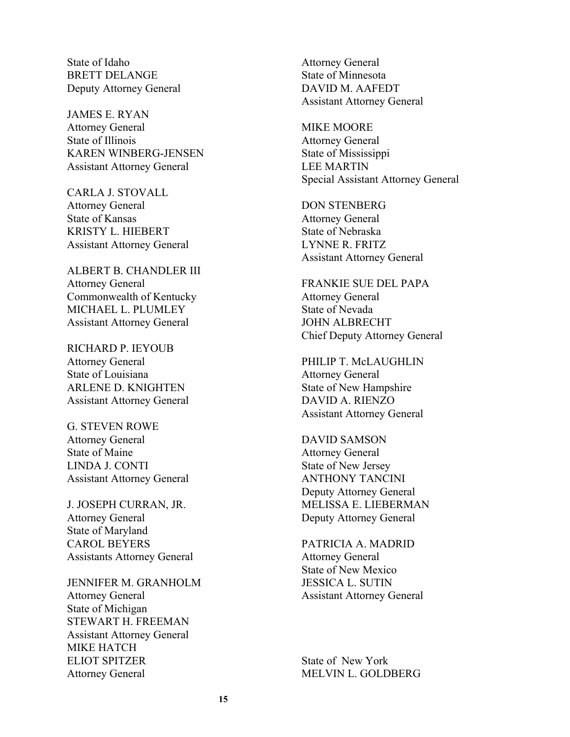State of Idaho
BRETT DELANGE
Deputy Attorney General

JAMES E. RYAN
Attorney General
State of Illinois
KAREN WINBERG-JENSEN
Assistant Attorney General

CARLA J. STOVALL
Attorney General
State of Kansas
KRISTY L. HIEBERT
Assistant Attorney General

ALBERT B. CHANDLER III
Attorney General
Commonwealth of Kentucky
MICHAEL L. PLUMLEY
Assistant Attorney General

RICHARD P. IEYOUB
Attorney General
State of Louisiana
ARLENE D. KNIGHTEN
Assistant Attorney General

G. STEVEN ROWE
Attorney General
State of Maine
LINDA J. CONTI
Assistant Attorney General

J. JOSEPH CURRAN, JR.
Attorney General
State of Maryland
CAROL BEYERS
Assistants Attorney General

JENNIFER M. GRANHOLM
Attorney General
State of Michigan
STEWART H. FREEMAN
Assistant Attorney General
MIKE HATCH
ELIOT SPITZER
Attorney General

Attorney General
State of Minnesota
DAVID M. AAFEDT
Assistant Attorney General

MIKE MOORE
Attorney General
State of Mississippi
LEE MARTIN
Special Assistant Attorney General

DON STENBERG
Attorney General
State of Nebraska
LYNNE R. FRITZ
Assistant Attorney General

FRANKIE SUE DEL PAPA
Attorney General
State of Nevada
JOHN ALBRECHT
Chief Deputy Attorney General

PHILIP T. McLAUGHLIN
Attorney General
State of New Hampshire
DAVID A. RIENZO
Assistant Attorney General

DAVID SAMSON
Attorney General
State of New Jersey
ANTHONY TANCINI
Deputy Attorney General
MELISSA E. LIEBERMAN
Deputy Attorney General

PATRICIA A. MADRID
Attorney General
State of New Mexico
JESSICA L. SUTIN
Assistant Attorney General

State of New York
MELVIN L. GOLDBERG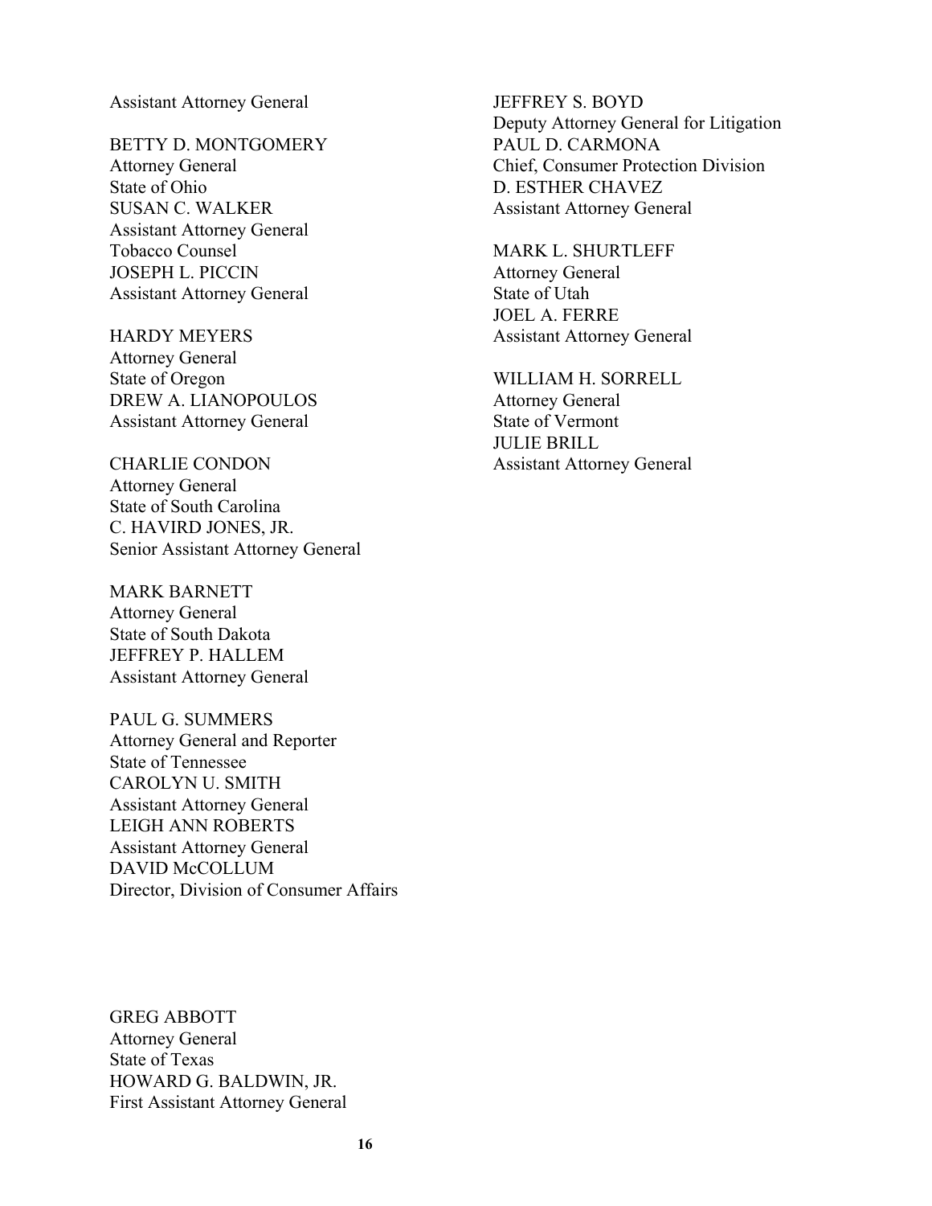Assistant Attorney General

BETTY D. MONTGOMERY
Attorney General
State of Ohio
SUSAN C. WALKER
Assistant Attorney General
Tobacco Counsel
JOSEPH L. PICCIN
Assistant Attorney General

HARDY MEYERS
Attorney General
State of Oregon
DREW A. LIANOPOULOS
Assistant Attorney General

CHARLIE CONDON
Attorney General
State of South Carolina
C. HAVIRD JONES, JR.
Senior Assistant Attorney General

MARK BARNETT
Attorney General
State of South Dakota
JEFFREY P. HALLEM
Assistant Attorney General

PAUL G. SUMMERS
Attorney General and Reporter
State of Tennessee
CAROLYN U. SMITH
Assistant Attorney General
LEIGH ANN ROBERTS
Assistant Attorney General
DAVID McCOLLUM
Director, Division of Consumer Affairs

GREG ABBOTT
Attorney General
State of Texas
HOWARD G. BALDWIN, JR.
First Assistant Attorney General

JEFFREY S. BOYD
Deputy Attorney General for Litigation
PAUL D. CARMONA
Chief, Consumer Protection Division
D. ESTHER CHAVEZ
Assistant Attorney General

MARK L. SHURTLEFF
Attorney General
State of Utah
JOEL A. FERRE
Assistant Attorney General

WILLIAM H. SORRELL
Attorney General
State of Vermont
JULIE BRILL
Assistant Attorney General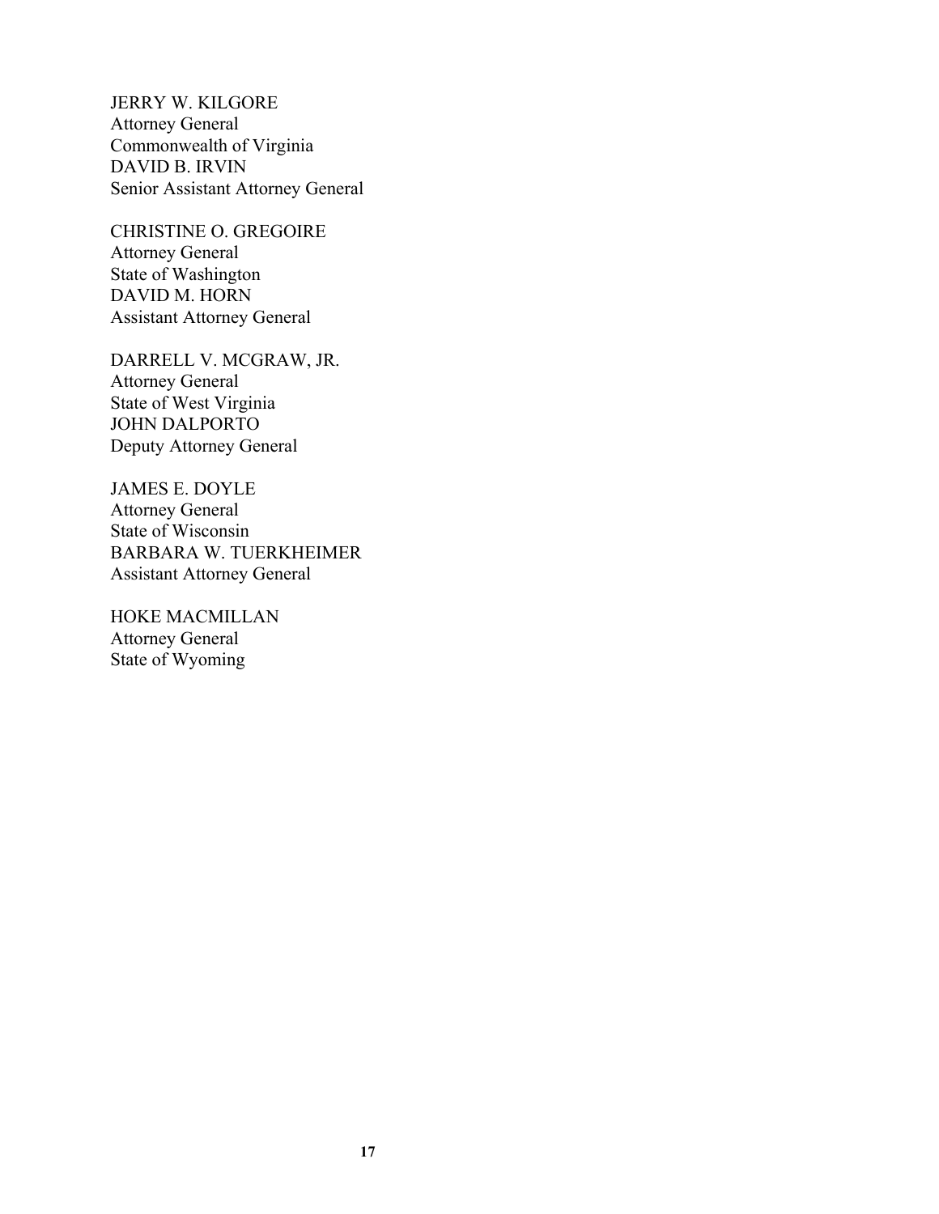JERRY W. KILGORE  
Attorney General  
Commonwealth of Virginia  
DAVID B. IRVIN  
Senior Assistant Attorney General

CHRISTINE O. GREGOIRE  
Attorney General  
State of Washington  
DAVID M. HORN  
Assistant Attorney General

DARRELL V. MCGRAW, JR.  
Attorney General  
State of West Virginia  
JOHN DALPORTO  
Deputy Attorney General

JAMES E. DOYLE  
Attorney General  
State of Wisconsin  
BARBARA W. TUERKHEIMER  
Assistant Attorney General

HOKE MACMILLAN  
Attorney General  
State of Wyoming